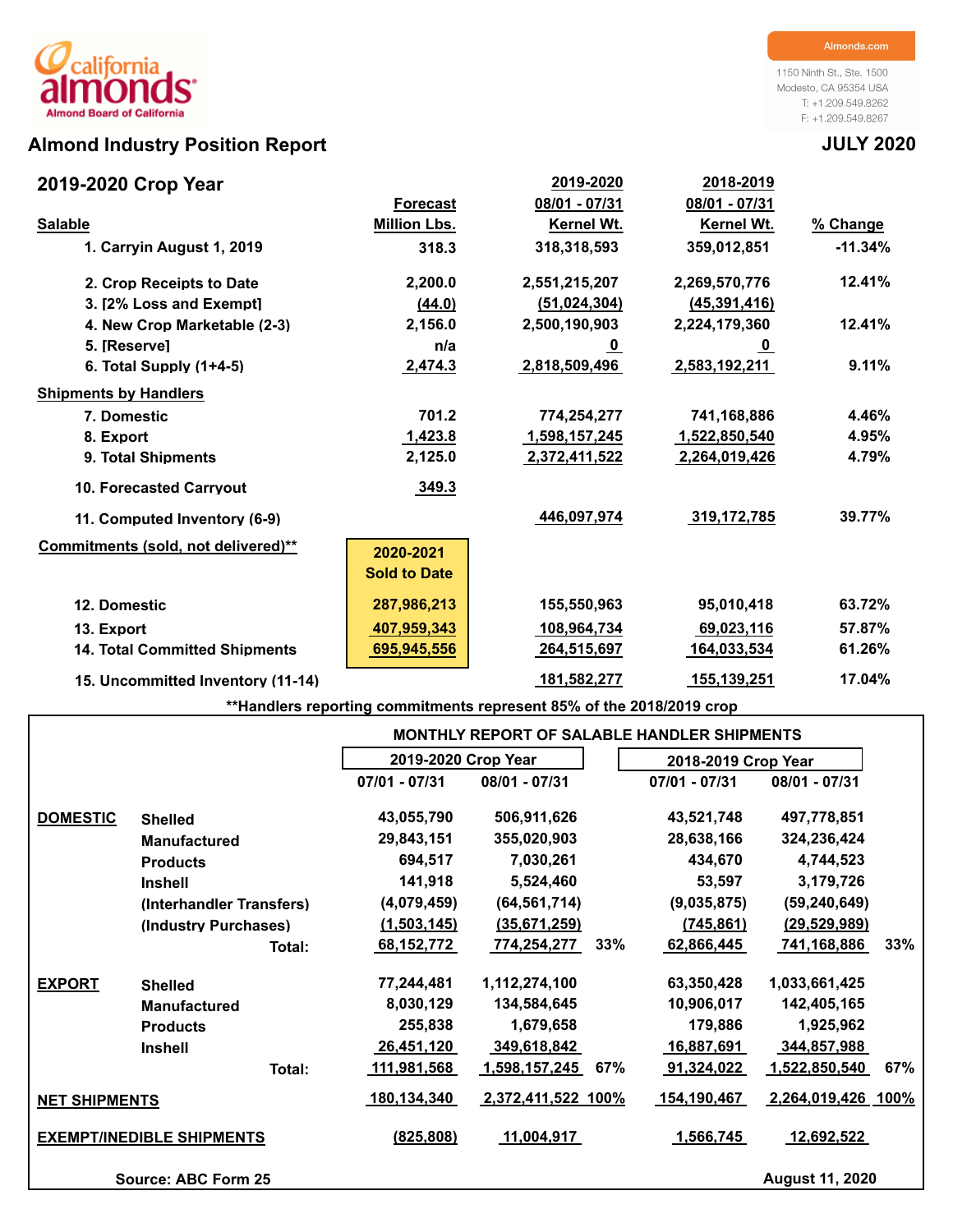california almonds
Almond Board of California

Almonds.com

1150 Ninth St., Ste. 1500
Modesto, CA 95354 USA
T: +1.209.549.8262
F: +1.209.549.8267

# Almond Industry Position Report

**JULY 2020**

## 2019-2020 Crop Year

| Salable | Forecast Million Lbs. | 2019-2020 08/01 - 07/31 Kernel Wt. | 2018-2019 08/01 - 07/31 Kernel Wt. | % Change |
|---|---|---|---|---|
| 1. Carryin August 1, 2019 | 318.3 | 318,318,593 | 359,012,851 | -11.34% |
| 2. Crop Receipts to Date | 2,200.0 | 2,551,215,207 | 2,269,570,776 | 12.41% |
| 3. [2% Loss and Exempt] | (44.0) | (51,024,304) | (45,391,416) | |
| 4. New Crop Marketable (2-3) | 2,156.0 | 2,500,190,903 | 2,224,179,360 | 12.41% |
| 5. [Reserve] | n/a | 0 | 0 | |
| 6. Total Supply (1+4-5) | 2,474.3 | 2,818,509,496 | 2,583,192,211 | 9.11% |
| **Shipments by Handlers** | | | | |
| 7. Domestic | 701.2 | 774,254,277 | 741,168,886 | 4.46% |
| 8. Export | 1,423.8 | 1,598,157,245 | 1,522,850,540 | 4.95% |
| 9. Total Shipments | 2,125.0 | 2,372,411,522 | 2,264,019,426 | 4.79% |
| 10. Forecasted Carryout | 349.3 | | | |
| 11. Computed Inventory (6-9) | | 446,097,974 | 319,172,785 | 39.77% |
| **Commitments (sold, not delivered)**\*\* | 2020-2021 Sold to Date | | | |
| 12. Domestic | 287,986,213 | 155,550,963 | 95,010,418 | 63.72% |
| 13. Export | 407,959,343 | 108,964,734 | 69,023,116 | 57.87% |
| 14. Total Committed Shipments | 695,945,556 | 264,515,697 | 164,033,534 | 61.26% |
| 15. Uncommitted Inventory (11-14) | | 181,582,277 | 155,139,251 | 17.04% |

\*\*Handlers reporting commitments represent 85% of the 2018/2019 crop

### MONTHLY REPORT OF SALABLE HANDLER SHIPMENTS

| | | 2019-2020 Crop Year | | | 2018-2019 Crop Year | | |
|---|---|---|---|---|---|---|---|
| | | 07/01 - 07/31 | 08/01 - 07/31 | | 07/01 - 07/31 | 08/01 - 07/31 | |
| **DOMESTIC** | Shelled | 43,055,790 | 506,911,626 | | 43,521,748 | 497,778,851 | |
| | Manufactured | 29,843,151 | 355,020,903 | | 28,638,166 | 324,236,424 | |
| | Products | 694,517 | 7,030,261 | | 434,670 | 4,744,523 | |
| | Inshell | 141,918 | 5,524,460 | | 53,597 | 3,179,726 | |
| | (Interhandler Transfers) | (4,079,459) | (64,561,714) | | (9,035,875) | (59,240,649) | |
| | (Industry Purchases) | (1,503,145) | (35,671,259) | | (745,861) | (29,529,989) | |
| | Total: | 68,152,772 | 774,254,277 | 33% | 62,866,445 | 741,168,886 | 33% |
| **EXPORT** | Shelled | 77,244,481 | 1,112,274,100 | | 63,350,428 | 1,033,661,425 | |
| | Manufactured | 8,030,129 | 134,584,645 | | 10,906,017 | 142,405,165 | |
| | Products | 255,838 | 1,679,658 | | 179,886 | 1,925,962 | |
| | Inshell | 26,451,120 | 349,618,842 | | 16,887,691 | 344,857,988 | |
| | Total: | 111,981,568 | 1,598,157,245 | 67% | 91,324,022 | 1,522,850,540 | 67% |
| **NET SHIPMENTS** | | 180,134,340 | 2,372,411,522 | 100% | 154,190,467 | 2,264,019,426 | 100% |
| **EXEMPT/INEDIBLE SHIPMENTS** | | (825,808) | 11,004,917 | | 1,566,745 | 12,692,522 | |

Source: ABC Form 25

August 11, 2020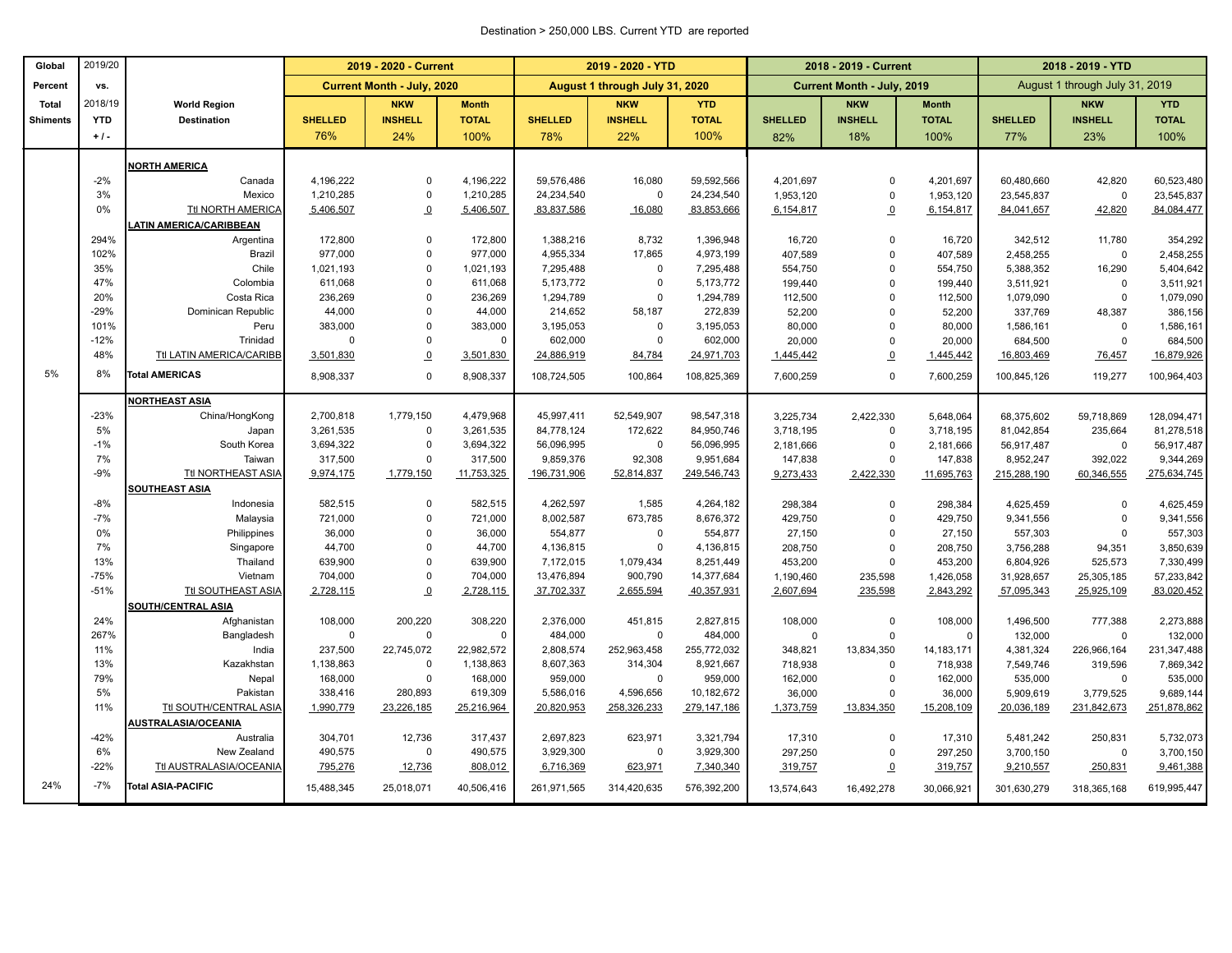Destination > 250,000 LBS. Current YTD are reported

| Global Percent Total Shiments | 2019/20 vs. 2018/19 YTD + / - | World Region Destination | 2019 - 2020 - Current Current Month - July, 2020 SHELLED 76% | NKW INSHELL 24% | Month TOTAL 100% | 2019 - 2020 - YTD August 1 through July 31, 2020 SHELLED 78% | NKW INSHELL 22% | YTD TOTAL 100% | 2018 - 2019 - Current Current Month - July, 2019 SHELLED 82% | NKW INSHELL 18% | Month TOTAL 100% | 2018 - 2019 - YTD August 1 through July 31, 2019 SHELLED 77% | NKW INSHELL 23% | YTD TOTAL 100% |
|---|---|---|---|---|---|---|---|---|---|---|---|---|---|---|
| | | **NORTH AMERICA** | | | | | | | | | | | | |
| | -2% | Canada | 4,196,222 | 0 | 4,196,222 | 59,576,486 | 16,080 | 59,592,566 | 4,201,697 | 0 | 4,201,697 | 60,480,660 | 42,820 | 60,523,480 |
| | 3% | Mexico | 1,210,285 | 0 | 1,210,285 | 24,234,540 | 0 | 24,234,540 | 1,953,120 | 0 | 1,953,120 | 23,545,837 | 0 | 23,545,837 |
| | 0% | Ttl NORTH AMERICA | 5,406,507 | 0 | 5,406,507 | 83,837,586 | 16,080 | 83,853,666 | 6,154,817 | 0 | 6,154,817 | 84,041,657 | 42,820 | 84,084,477 |
| | | **LATIN AMERICA/CARIBBEAN** | | | | | | | | | | | | |
| | 294% | Argentina | 172,800 | 0 | 172,800 | 1,388,216 | 8,732 | 1,396,948 | 16,720 | 0 | 16,720 | 342,512 | 11,780 | 354,292 |
| | 102% | Brazil | 977,000 | 0 | 977,000 | 4,955,334 | 17,865 | 4,973,199 | 407,589 | 0 | 407,589 | 2,458,255 | 0 | 2,458,255 |
| | 35% | Chile | 1,021,193 | 0 | 1,021,193 | 7,295,488 | 0 | 7,295,488 | 554,750 | 0 | 554,750 | 5,388,352 | 16,290 | 5,404,642 |
| | 47% | Colombia | 611,068 | 0 | 611,068 | 5,173,772 | 0 | 5,173,772 | 199,440 | 0 | 199,440 | 3,511,921 | 0 | 3,511,921 |
| | 20% | Costa Rica | 236,269 | 0 | 236,269 | 1,294,789 | 0 | 1,294,789 | 112,500 | 0 | 112,500 | 1,079,090 | 0 | 1,079,090 |
| | -29% | Dominican Republic | 44,000 | 0 | 44,000 | 214,652 | 58,187 | 272,839 | 52,200 | 0 | 52,200 | 337,769 | 48,387 | 386,156 |
| | 101% | Peru | 383,000 | 0 | 383,000 | 3,195,053 | 0 | 3,195,053 | 80,000 | 0 | 80,000 | 1,586,161 | 0 | 1,586,161 |
| | -12% | Trinidad | 0 | 0 | 0 | 602,000 | 0 | 602,000 | 20,000 | 0 | 20,000 | 684,500 | 0 | 684,500 |
| | 48% | Ttl LATIN AMERICA/CARIBB | 3,501,830 | 0 | 3,501,830 | 24,886,919 | 84,784 | 24,971,703 | 1,445,442 | 0 | 1,445,442 | 16,803,469 | 76,457 | 16,879,926 |
| 5% | 8% | **Total AMERICAS** | 8,908,337 | 0 | 8,908,337 | 108,724,505 | 100,864 | 108,825,369 | 7,600,259 | 0 | 7,600,259 | 100,845,126 | 119,277 | 100,964,403 |
| | | **NORTHEAST ASIA** | | | | | | | | | | | | |
| | -23% | China/HongKong | 2,700,818 | 1,779,150 | 4,479,968 | 45,997,411 | 52,549,907 | 98,547,318 | 3,225,734 | 2,422,330 | 5,648,064 | 68,375,602 | 59,718,869 | 128,094,471 |
| | 5% | Japan | 3,261,535 | 0 | 3,261,535 | 84,778,124 | 172,622 | 84,950,746 | 3,718,195 | 0 | 3,718,195 | 81,042,854 | 235,664 | 81,278,518 |
| | -1% | South Korea | 3,694,322 | 0 | 3,694,322 | 56,096,995 | 0 | 56,096,995 | 2,181,666 | 0 | 2,181,666 | 56,917,487 | 0 | 56,917,487 |
| | 7% | Taiwan | 317,500 | 0 | 317,500 | 9,859,376 | 92,308 | 9,951,684 | 147,838 | 0 | 147,838 | 8,952,247 | 392,022 | 9,344,269 |
| | -9% | Ttl NORTHEAST ASIA | 9,974,175 | 1,779,150 | 11,753,325 | 196,731,906 | 52,814,837 | 249,546,743 | 9,273,433 | 2,422,330 | 11,695,763 | 215,288,190 | 60,346,555 | 275,634,745 |
| | | **SOUTHEAST ASIA** | | | | | | | | | | | | |
| | -8% | Indonesia | 582,515 | 0 | 582,515 | 4,262,597 | 1,585 | 4,264,182 | 298,384 | 0 | 298,384 | 4,625,459 | 0 | 4,625,459 |
| | -7% | Malaysia | 721,000 | 0 | 721,000 | 8,002,587 | 673,785 | 8,676,372 | 429,750 | 0 | 429,750 | 9,341,556 | 0 | 9,341,556 |
| | 0% | Philippines | 36,000 | 0 | 36,000 | 554,877 | 0 | 554,877 | 27,150 | 0 | 27,150 | 557,303 | 0 | 557,303 |
| | 7% | Singapore | 44,700 | 0 | 44,700 | 4,136,815 | 0 | 4,136,815 | 208,750 | 0 | 208,750 | 3,756,288 | 94,351 | 3,850,639 |
| | 13% | Thailand | 639,900 | 0 | 639,900 | 7,172,015 | 1,079,434 | 8,251,449 | 453,200 | 0 | 453,200 | 6,804,926 | 525,573 | 7,330,499 |
| | -75% | Vietnam | 704,000 | 0 | 704,000 | 13,476,894 | 900,790 | 14,377,684 | 1,190,460 | 235,598 | 1,426,058 | 31,928,657 | 25,305,185 | 57,233,842 |
| | -51% | Ttl SOUTHEAST ASIA | 2,728,115 | 0 | 2,728,115 | 37,702,337 | 2,655,594 | 40,357,931 | 2,607,694 | 235,598 | 2,843,292 | 57,095,343 | 25,925,109 | 83,020,452 |
| | | **SOUTH/CENTRAL ASIA** | | | | | | | | | | | | |
| | 24% | Afghanistan | 108,000 | 200,220 | 308,220 | 2,376,000 | 451,815 | 2,827,815 | 108,000 | 0 | 108,000 | 1,496,500 | 777,388 | 2,273,888 |
| | 267% | Bangladesh | 0 | 0 | 0 | 484,000 | 0 | 484,000 | 0 | 0 | 0 | 132,000 | 0 | 132,000 |
| | 11% | India | 237,500 | 22,745,072 | 22,982,572 | 2,808,574 | 252,963,458 | 255,772,032 | 348,821 | 13,834,350 | 14,183,171 | 4,381,324 | 226,966,164 | 231,347,488 |
| | 13% | Kazakhstan | 1,138,863 | 0 | 1,138,863 | 8,607,363 | 314,304 | 8,921,667 | 718,938 | 0 | 718,938 | 7,549,746 | 319,596 | 7,869,342 |
| | 79% | Nepal | 168,000 | 0 | 168,000 | 959,000 | 0 | 959,000 | 162,000 | 0 | 162,000 | 535,000 | 0 | 535,000 |
| | 5% | Pakistan | 338,416 | 280,893 | 619,309 | 5,586,016 | 4,596,656 | 10,182,672 | 36,000 | 0 | 36,000 | 5,909,619 | 3,779,525 | 9,689,144 |
| | 11% | Ttl SOUTH/CENTRAL ASIA | 1,990,779 | 23,226,185 | 25,216,964 | 20,820,953 | 258,326,233 | 279,147,186 | 1,373,759 | 13,834,350 | 15,208,109 | 20,036,189 | 231,842,673 | 251,878,862 |
| | | **AUSTRALASIA/OCEANIA** | | | | | | | | | | | | |
| | -42% | Australia | 304,701 | 12,736 | 317,437 | 2,697,823 | 623,971 | 3,321,794 | 17,310 | 0 | 17,310 | 5,481,242 | 250,831 | 5,732,073 |
| | 6% | New Zealand | 490,575 | 0 | 490,575 | 3,929,300 | 0 | 3,929,300 | 297,250 | 0 | 297,250 | 3,700,150 | 0 | 3,700,150 |
| | -22% | Ttl AUSTRALASIA/OCEANIA | 795,276 | 12,736 | 808,012 | 6,716,369 | 623,971 | 7,340,340 | 319,757 | 0 | 319,757 | 9,210,557 | 250,831 | 9,461,388 |
| 24% | -7% | **Total ASIA-PACIFIC** | 15,488,345 | 25,018,071 | 40,506,416 | 261,971,565 | 314,420,635 | 576,392,200 | 13,574,643 | 16,492,278 | 30,066,921 | 301,630,279 | 318,365,168 | 619,995,447 |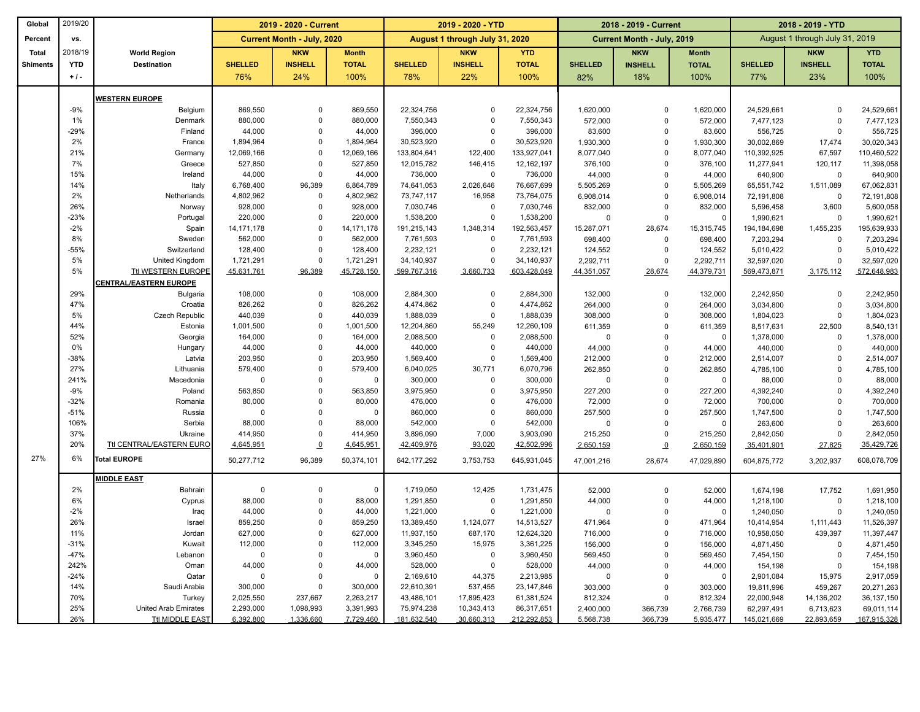| Global Percent Total Shiments | 2019/20 vs. 2018/19 YTD + / - | World Region Destination | 2019 - 2020 - Current | | | 2019 - 2020 - YTD | | | 2018 - 2019 - Current | | | 2018 - 2019 - YTD | | |
|---|---|---|---|---|---|---|---|---|---|---|---|---|---|---|
| | | | Current Month - July, 2020 | | | August 1 through July 31, 2020 | | | Current Month - July, 2019 | | | August 1 through July 31, 2019 | | |
| | | | SHELLED | NKW INSHELL | Month TOTAL | SHELLED | NKW INSHELL | YTD TOTAL | SHELLED | NKW INSHELL | Month TOTAL | SHELLED | NKW INSHELL | YTD TOTAL |
| | | | 76% | 24% | 100% | 78% | 22% | 100% | 82% | 18% | 100% | 77% | 23% | 100% |
| | | **WESTERN EUROPE** | | | | | | | | | | | | |
| | -9% | Belgium | 869,550 | 0 | 869,550 | 22,324,756 | 0 | 22,324,756 | 1,620,000 | 0 | 1,620,000 | 24,529,661 | 0 | 24,529,661 |
| | 1% | Denmark | 880,000 | 0 | 880,000 | 7,550,343 | 0 | 7,550,343 | 572,000 | 0 | 572,000 | 7,477,123 | 0 | 7,477,123 |
| | -29% | Finland | 44,000 | 0 | 44,000 | 396,000 | 0 | 396,000 | 83,600 | 0 | 83,600 | 556,725 | 0 | 556,725 |
| | 2% | France | 1,894,964 | 0 | 1,894,964 | 30,523,920 | 0 | 30,523,920 | 1,930,300 | 0 | 1,930,300 | 30,002,869 | 17,474 | 30,020,343 |
| | 21% | Germany | 12,069,166 | 0 | 12,069,166 | 133,804,641 | 122,400 | 133,927,041 | 8,077,040 | 0 | 8,077,040 | 110,392,925 | 67,597 | 110,460,522 |
| | 7% | Greece | 527,850 | 0 | 527,850 | 12,015,782 | 146,415 | 12,162,197 | 376,100 | 0 | 376,100 | 11,277,941 | 120,117 | 11,398,058 |
| | 15% | Ireland | 44,000 | 0 | 44,000 | 736,000 | 0 | 736,000 | 44,000 | 0 | 44,000 | 640,900 | 0 | 640,900 |
| | 14% | Italy | 6,768,400 | 96,389 | 6,864,789 | 74,641,053 | 2,026,646 | 76,667,699 | 5,505,269 | 0 | 5,505,269 | 65,551,742 | 1,511,089 | 67,062,831 |
| | 2% | Netherlands | 4,802,962 | 0 | 4,802,962 | 73,747,117 | 16,958 | 73,764,075 | 6,908,014 | 0 | 6,908,014 | 72,191,808 | 0 | 72,191,808 |
| | 26% | Norway | 928,000 | 0 | 928,000 | 7,030,746 | 0 | 7,030,746 | 832,000 | 0 | 832,000 | 5,596,458 | 3,600 | 5,600,058 |
| | -23% | Portugal | 220,000 | 0 | 220,000 | 1,538,200 | 0 | 1,538,200 | 0 | 0 | 0 | 1,990,621 | 0 | 1,990,621 |
| | -2% | Spain | 14,171,178 | 0 | 14,171,178 | 191,215,143 | 1,348,314 | 192,563,457 | 15,287,071 | 28,674 | 15,315,745 | 194,184,698 | 1,455,235 | 195,639,933 |
| | 8% | Sweden | 562,000 | 0 | 562,000 | 7,761,593 | 0 | 7,761,593 | 698,400 | 0 | 698,400 | 7,203,294 | 0 | 7,203,294 |
| | -55% | Switzerland | 128,400 | 0 | 128,400 | 2,232,121 | 0 | 2,232,121 | 124,552 | 0 | 124,552 | 5,010,422 | 0 | 5,010,422 |
| | 5% | United Kingdom | 1,721,291 | 0 | 1,721,291 | 34,140,937 | 0 | 34,140,937 | 2,292,711 | 0 | 2,292,711 | 32,597,020 | 0 | 32,597,020 |
| | 5% | Ttl WESTERN EUROPE | 45,631,761 | 96,389 | 45,728,150 | 599,767,316 | 3,660,733 | 603,428,049 | 44,351,057 | 28,674 | 44,379,731 | 569,473,871 | 3,175,112 | 572,648,983 |
| | | **CENTRAL/EASTERN EUROPE** | | | | | | | | | | | | |
| | 29% | Bulgaria | 108,000 | 0 | 108,000 | 2,884,300 | 0 | 2,884,300 | 132,000 | 0 | 132,000 | 2,242,950 | 0 | 2,242,950 |
| | 47% | Croatia | 826,262 | 0 | 826,262 | 4,474,862 | 0 | 4,474,862 | 264,000 | 0 | 264,000 | 3,034,800 | 0 | 3,034,800 |
| | 5% | Czech Republic | 440,039 | 0 | 440,039 | 1,888,039 | 0 | 1,888,039 | 308,000 | 0 | 308,000 | 1,804,023 | 0 | 1,804,023 |
| | 44% | Estonia | 1,001,500 | 0 | 1,001,500 | 12,204,860 | 55,249 | 12,260,109 | 611,359 | 0 | 611,359 | 8,517,631 | 22,500 | 8,540,131 |
| | 52% | Georgia | 164,000 | 0 | 164,000 | 2,088,500 | 0 | 2,088,500 | 0 | 0 | 0 | 1,378,000 | 0 | 1,378,000 |
| | 0% | Hungary | 44,000 | 0 | 44,000 | 440,000 | 0 | 440,000 | 44,000 | 0 | 44,000 | 440,000 | 0 | 440,000 |
| | -38% | Latvia | 203,950 | 0 | 203,950 | 1,569,400 | 0 | 1,569,400 | 212,000 | 0 | 212,000 | 2,514,007 | 0 | 2,514,007 |
| | 27% | Lithuania | 579,400 | 0 | 579,400 | 6,040,025 | 30,771 | 6,070,796 | 262,850 | 0 | 262,850 | 4,785,100 | 0 | 4,785,100 |
| | 241% | Macedonia | 0 | 0 | 0 | 300,000 | 0 | 300,000 | 0 | 0 | 0 | 88,000 | 0 | 88,000 |
| | -9% | Poland | 563,850 | 0 | 563,850 | 3,975,950 | 0 | 3,975,950 | 227,200 | 0 | 227,200 | 4,392,240 | 0 | 4,392,240 |
| | -32% | Romania | 80,000 | 0 | 80,000 | 476,000 | 0 | 476,000 | 72,000 | 0 | 72,000 | 700,000 | 0 | 700,000 |
| | -51% | Russia | 0 | 0 | 0 | 860,000 | 0 | 860,000 | 257,500 | 0 | 257,500 | 1,747,500 | 0 | 1,747,500 |
| | 106% | Serbia | 88,000 | 0 | 88,000 | 542,000 | 0 | 542,000 | 0 | 0 | 0 | 263,600 | 0 | 263,600 |
| | 37% | Ukraine | 414,950 | 0 | 414,950 | 3,896,090 | 7,000 | 3,903,090 | 215,250 | 0 | 215,250 | 2,842,050 | 0 | 2,842,050 |
| | 20% | Ttl CENTRAL/EASTERN EURO | 4,645,951 | 0 | 4,645,951 | 42,409,976 | 93,020 | 42,502,996 | 2,650,159 | 0 | 2,650,159 | 35,401,901 | 27,825 | 35,429,726 |
| 27% | 6% | **Total EUROPE** | 50,277,712 | 96,389 | 50,374,101 | 642,177,292 | 3,753,753 | 645,931,045 | 47,001,216 | 28,674 | 47,029,890 | 604,875,772 | 3,202,937 | 608,078,709 |
| | | **MIDDLE EAST** | | | | | | | | | | | | |
| | 2% | Bahrain | 0 | 0 | 0 | 1,719,050 | 12,425 | 1,731,475 | 52,000 | 0 | 52,000 | 1,674,198 | 17,752 | 1,691,950 |
| | 6% | Cyprus | 88,000 | 0 | 88,000 | 1,291,850 | 0 | 1,291,850 | 44,000 | 0 | 44,000 | 1,218,100 | 0 | 1,218,100 |
| | -2% | Iraq | 44,000 | 0 | 44,000 | 1,221,000 | 0 | 1,221,000 | 0 | 0 | 0 | 1,240,050 | 0 | 1,240,050 |
| | 26% | Israel | 859,250 | 0 | 859,250 | 13,389,450 | 1,124,077 | 14,513,527 | 471,964 | 0 | 471,964 | 10,414,954 | 1,111,443 | 11,526,397 |
| | 11% | Jordan | 627,000 | 0 | 627,000 | 11,937,150 | 687,170 | 12,624,320 | 716,000 | 0 | 716,000 | 10,958,050 | 439,397 | 11,397,447 |
| | -31% | Kuwait | 112,000 | 0 | 112,000 | 3,345,250 | 15,975 | 3,361,225 | 156,000 | 0 | 156,000 | 4,871,450 | 0 | 4,871,450 |
| | -47% | Lebanon | 0 | 0 | 0 | 3,960,450 | 0 | 3,960,450 | 569,450 | 0 | 569,450 | 7,454,150 | 0 | 7,454,150 |
| | 242% | Oman | 44,000 | 0 | 44,000 | 528,000 | 0 | 528,000 | 44,000 | 0 | 44,000 | 154,198 | 0 | 154,198 |
| | -24% | Qatar | 0 | 0 | 0 | 2,169,610 | 44,375 | 2,213,985 | 0 | 0 | 0 | 2,901,084 | 15,975 | 2,917,059 |
| | 14% | Saudi Arabia | 300,000 | 0 | 300,000 | 22,610,391 | 537,455 | 23,147,846 | 303,000 | 0 | 303,000 | 19,811,996 | 459,267 | 20,271,263 |
| | 70% | Turkey | 2,025,550 | 237,667 | 2,263,217 | 43,486,101 | 17,895,423 | 61,381,524 | 812,324 | 0 | 812,324 | 22,000,948 | 14,136,202 | 36,137,150 |
| | 25% | United Arab Emirates | 2,293,000 | 1,098,993 | 3,391,993 | 75,974,238 | 10,343,413 | 86,317,651 | 2,400,000 | 366,739 | 2,766,739 | 62,297,491 | 6,713,623 | 69,011,114 |
| | 26% | Ttl MIDDLE EAST | 6,392,800 | 1,336,660 | 7,729,460 | 181,632,540 | 30,660,313 | 212,292,853 | 5,568,738 | 366,739 | 5,935,477 | 145,021,669 | 22,893,659 | 167,915,328 |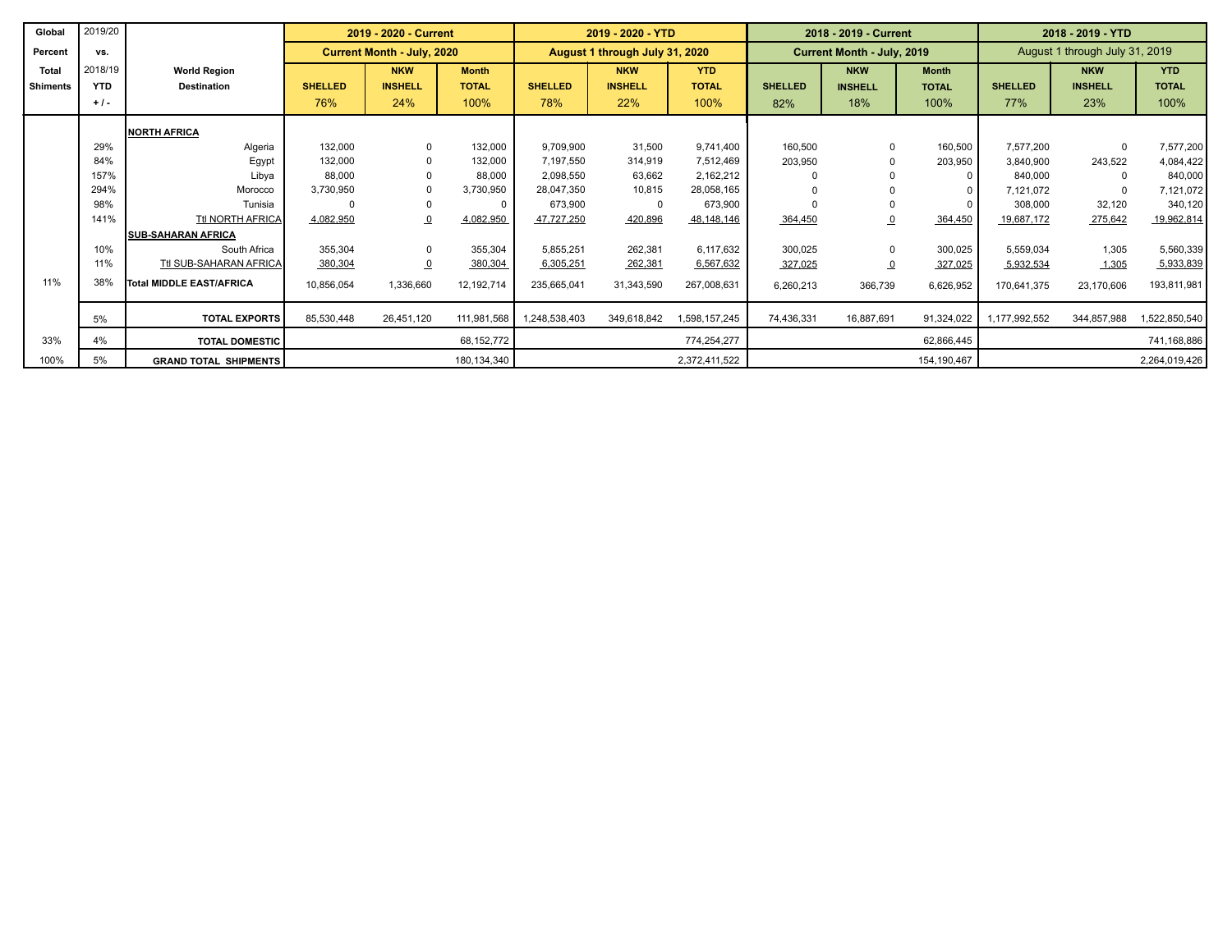| Global Percent Total Shiments | 2019/20 vs. 2018/19 YTD + / - | World Region Destination | 2019 - 2020 - Current | | | 2019 - 2020 - YTD | | | 2018 - 2019 - Current | | | 2018 - 2019 - YTD | | |
|---|---|---|---|---|---|---|---|---|---|---|---|---|---|---|
| | | | Current Month - July, 2020 | | | August 1 through July 31, 2020 | | | Current Month - July, 2019 | | | August 1 through July 31, 2019 | | |
| | | | SHELLED 76% | NKW INSHELL 24% | Month TOTAL 100% | SHELLED 78% | NKW INSHELL 22% | YTD TOTAL 100% | SHELLED 82% | NKW INSHELL 18% | Month TOTAL 100% | SHELLED 77% | NKW INSHELL 23% | YTD TOTAL 100% |
| | | **NORTH AFRICA** | | | | | | | | | | | | |
| | 29% | Algeria | 132,000 | 0 | 132,000 | 9,709,900 | 31,500 | 9,741,400 | 160,500 | 0 | 160,500 | 7,577,200 | 0 | 7,577,200 |
| | 84% | Egypt | 132,000 | 0 | 132,000 | 7,197,550 | 314,919 | 7,512,469 | 203,950 | 0 | 203,950 | 3,840,900 | 243,522 | 4,084,422 |
| | 157% | Libya | 88,000 | 0 | 88,000 | 2,098,550 | 63,662 | 2,162,212 | 0 | 0 | 0 | 840,000 | 0 | 840,000 |
| | 294% | Morocco | 3,730,950 | 0 | 3,730,950 | 28,047,350 | 10,815 | 28,058,165 | 0 | 0 | 0 | 7,121,072 | 0 | 7,121,072 |
| | 98% | Tunisia | 0 | 0 | 0 | 673,900 | 0 | 673,900 | 0 | 0 | 0 | 308,000 | 32,120 | 340,120 |
| | 141% | Ttl NORTH AFRICA | 4,082,950 | 0 | 4,082,950 | 47,727,250 | 420,896 | 48,148,146 | 364,450 | 0 | 364,450 | 19,687,172 | 275,642 | 19,962,814 |
| | | **SUB-SAHARAN AFRICA** | | | | | | | | | | | | |
| | 10% | South Africa | 355,304 | 0 | 355,304 | 5,855,251 | 262,381 | 6,117,632 | 300,025 | 0 | 300,025 | 5,559,034 | 1,305 | 5,560,339 |
| | 11% | Ttl SUB-SAHARAN AFRICA | 380,304 | 0 | 380,304 | 6,305,251 | 262,381 | 6,567,632 | 327,025 | 0 | 327,025 | 5,932,534 | 1,305 | 5,933,839 |
| 11% | 38% | **Total MIDDLE EAST/AFRICA** | 10,856,054 | 1,336,660 | 12,192,714 | 235,665,041 | 31,343,590 | 267,008,631 | 6,260,213 | 366,739 | 6,626,952 | 170,641,375 | 23,170,606 | 193,811,981 |
| | 5% | **TOTAL EXPORTS** | 85,530,448 | 26,451,120 | 111,981,568 | 1,248,538,403 | 349,618,842 | 1,598,157,245 | 74,436,331 | 16,887,691 | 91,324,022 | 1,177,992,552 | 344,857,988 | 1,522,850,540 |
| 33% | 4% | **TOTAL DOMESTIC** | | | 68,152,772 | | | 774,254,277 | | | 62,866,445 | | | 741,168,886 |
| 100% | 5% | **GRAND TOTAL SHIPMENTS** | | | 180,134,340 | | | 2,372,411,522 | | | 154,190,467 | | | 2,264,019,426 |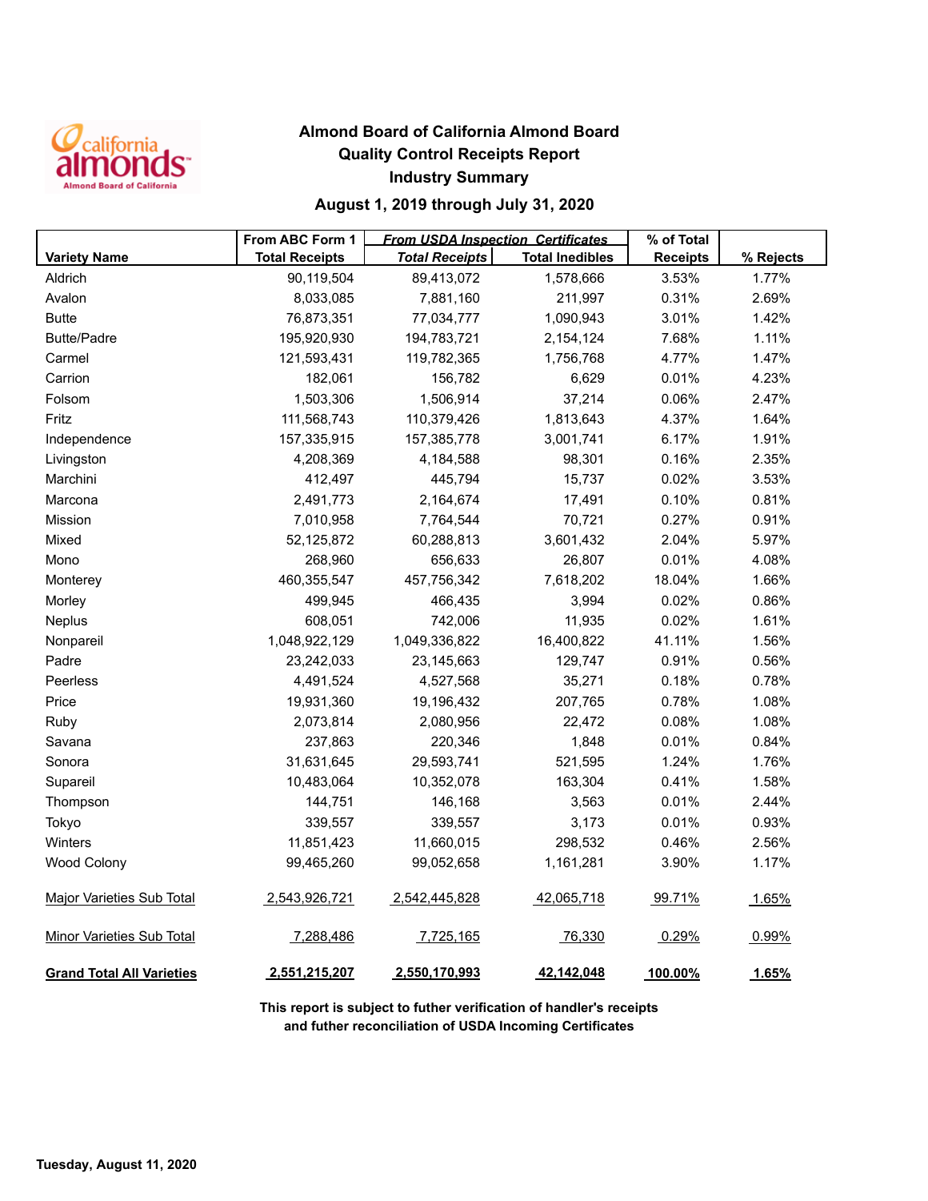# Almond Board of California Almond Board

## Quality Control Receipts Report

## Industry Summary

### August 1, 2019 through July 31, 2020

| Variety Name | From ABC Form 1 Total Receipts | From USDA Inspection Certificates Total Receipts | Total Inedibles | % of Total Receipts | % Rejects |
|---|---|---|---|---|---|
| Aldrich | 90,119,504 | 89,413,072 | 1,578,666 | 3.53% | 1.77% |
| Avalon | 8,033,085 | 7,881,160 | 211,997 | 0.31% | 2.69% |
| Butte | 76,873,351 | 77,034,777 | 1,090,943 | 3.01% | 1.42% |
| Butte/Padre | 195,920,930 | 194,783,721 | 2,154,124 | 7.68% | 1.11% |
| Carmel | 121,593,431 | 119,782,365 | 1,756,768 | 4.77% | 1.47% |
| Carrion | 182,061 | 156,782 | 6,629 | 0.01% | 4.23% |
| Folsom | 1,503,306 | 1,506,914 | 37,214 | 0.06% | 2.47% |
| Fritz | 111,568,743 | 110,379,426 | 1,813,643 | 4.37% | 1.64% |
| Independence | 157,335,915 | 157,385,778 | 3,001,741 | 6.17% | 1.91% |
| Livingston | 4,208,369 | 4,184,588 | 98,301 | 0.16% | 2.35% |
| Marchini | 412,497 | 445,794 | 15,737 | 0.02% | 3.53% |
| Marcona | 2,491,773 | 2,164,674 | 17,491 | 0.10% | 0.81% |
| Mission | 7,010,958 | 7,764,544 | 70,721 | 0.27% | 0.91% |
| Mixed | 52,125,872 | 60,288,813 | 3,601,432 | 2.04% | 5.97% |
| Mono | 268,960 | 656,633 | 26,807 | 0.01% | 4.08% |
| Monterey | 460,355,547 | 457,756,342 | 7,618,202 | 18.04% | 1.66% |
| Morley | 499,945 | 466,435 | 3,994 | 0.02% | 0.86% |
| Neplus | 608,051 | 742,006 | 11,935 | 0.02% | 1.61% |
| Nonpareil | 1,048,922,129 | 1,049,336,822 | 16,400,822 | 41.11% | 1.56% |
| Padre | 23,242,033 | 23,145,663 | 129,747 | 0.91% | 0.56% |
| Peerless | 4,491,524 | 4,527,568 | 35,271 | 0.18% | 0.78% |
| Price | 19,931,360 | 19,196,432 | 207,765 | 0.78% | 1.08% |
| Ruby | 2,073,814 | 2,080,956 | 22,472 | 0.08% | 1.08% |
| Savana | 237,863 | 220,346 | 1,848 | 0.01% | 0.84% |
| Sonora | 31,631,645 | 29,593,741 | 521,595 | 1.24% | 1.76% |
| Supareil | 10,483,064 | 10,352,078 | 163,304 | 0.41% | 1.58% |
| Thompson | 144,751 | 146,168 | 3,563 | 0.01% | 2.44% |
| Tokyo | 339,557 | 339,557 | 3,173 | 0.01% | 0.93% |
| Winters | 11,851,423 | 11,660,015 | 298,532 | 0.46% | 2.56% |
| Wood Colony | 99,465,260 | 99,052,658 | 1,161,281 | 3.90% | 1.17% |
| Major Varieties Sub Total | 2,543,926,721 | 2,542,445,828 | 42,065,718 | 99.71% | 1.65% |
| Minor Varieties Sub Total | 7,288,486 | 7,725,165 | 76,330 | 0.29% | 0.99% |
| **Grand Total All Varieties** | **2,551,215,207** | **2,550,170,993** | **42,142,048** | **100.00%** | **1.65%** |

**This report is subject to futher verification of handler's receipts and futher reconciliation of USDA Incoming Certificates**

**Tuesday, August 11, 2020**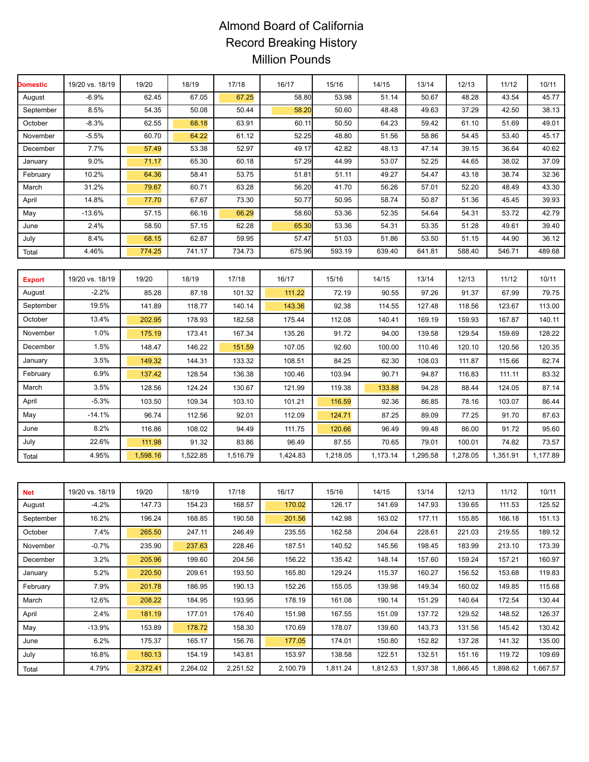# Almond Board of California
# Record Breaking History
# Million Pounds

| Domestic | 19/20 vs. 18/19 | 19/20 | 18/19 | 17/18 | 16/17 | 15/16 | 14/15 | 13/14 | 12/13 | 11/12 | 10/11 |
|---|---|---|---|---|---|---|---|---|---|---|---|
| August | -6.9% | 62.45 | 67.05 | 67.25 | 58.80 | 53.98 | 51.14 | 50.67 | 48.28 | 43.54 | 45.77 |
| September | 8.5% | 54.35 | 50.08 | 50.44 | 58.20 | 50.60 | 48.48 | 49.63 | 37.29 | 42.50 | 38.13 |
| October | -8.3% | 62.55 | 68.18 | 63.91 | 60.11 | 50.50 | 64.23 | 59.42 | 61.10 | 51.69 | 49.01 |
| November | -5.5% | 60.70 | 64.22 | 61.12 | 52.25 | 48.80 | 51.56 | 58.86 | 54.45 | 53.40 | 45.17 |
| December | 7.7% | 57.49 | 53.38 | 52.97 | 49.17 | 42.82 | 48.13 | 47.14 | 39.15 | 36.64 | 40.62 |
| January | 9.0% | 71.17 | 65.30 | 60.18 | 57.29 | 44.99 | 53.07 | 52.25 | 44.65 | 38.02 | 37.09 |
| February | 10.2% | 64.36 | 58.41 | 53.75 | 51.81 | 51.11 | 49.27 | 54.47 | 43.18 | 38.74 | 32.36 |
| March | 31.2% | 79.67 | 60.71 | 63.28 | 56.20 | 41.70 | 56.26 | 57.01 | 52.20 | 48.49 | 43.30 |
| April | 14.8% | 77.70 | 67.67 | 73.30 | 50.77 | 50.95 | 58.74 | 50.87 | 51.36 | 45.45 | 39.93 |
| May | -13.6% | 57.15 | 66.16 | 66.29 | 58.60 | 53.36 | 52.35 | 54.64 | 54.31 | 53.72 | 42.79 |
| June | 2.4% | 58.50 | 57.15 | 62.28 | 65.30 | 53.36 | 54.31 | 53.35 | 51.28 | 49.61 | 39.40 |
| July | 8.4% | 68.15 | 62.87 | 59.95 | 57.47 | 51.03 | 51.86 | 53.50 | 51.15 | 44.90 | 36.12 |
| Total | 4.46% | 774.25 | 741.17 | 734.73 | 675.96 | 593.19 | 639.40 | 641.81 | 588.40 | 546.71 | 489.68 |

| Export | 19/20 vs. 18/19 | 19/20 | 18/19 | 17/18 | 16/17 | 15/16 | 14/15 | 13/14 | 12/13 | 11/12 | 10/11 |
|---|---|---|---|---|---|---|---|---|---|---|---|
| August | -2.2% | 85.28 | 87.18 | 101.32 | 111.22 | 72.19 | 90.55 | 97.26 | 91.37 | 67.99 | 79.75 |
| September | 19.5% | 141.89 | 118.77 | 140.14 | 143.36 | 92.38 | 114.55 | 127.48 | 118.56 | 123.67 | 113.00 |
| October | 13.4% | 202.95 | 178.93 | 182.58 | 175.44 | 112.08 | 140.41 | 169.19 | 159.93 | 167.87 | 140.11 |
| November | 1.0% | 175.19 | 173.41 | 167.34 | 135.26 | 91.72 | 94.00 | 139.58 | 129.54 | 159.69 | 128.22 |
| December | 1.5% | 148.47 | 146.22 | 151.59 | 107.05 | 92.60 | 100.00 | 110.46 | 120.10 | 120.56 | 120.35 |
| January | 3.5% | 149.32 | 144.31 | 133.32 | 108.51 | 84.25 | 62.30 | 108.03 | 111.87 | 115.66 | 82.74 |
| February | 6.9% | 137.42 | 128.54 | 136.38 | 100.46 | 103.94 | 90.71 | 94.87 | 116.83 | 111.11 | 83.32 |
| March | 3.5% | 128.56 | 124.24 | 130.67 | 121.99 | 119.38 | 133.88 | 94.28 | 88.44 | 124.05 | 87.14 |
| April | -5.3% | 103.50 | 109.34 | 103.10 | 101.21 | 116.59 | 92.36 | 86.85 | 78.16 | 103.07 | 86.44 |
| May | -14.1% | 96.74 | 112.56 | 92.01 | 112.09 | 124.71 | 87.25 | 89.09 | 77.25 | 91.70 | 87.63 |
| June | 8.2% | 116.86 | 108.02 | 94.49 | 111.75 | 120.66 | 96.49 | 99.48 | 86.00 | 91.72 | 95.60 |
| July | 22.6% | 111.98 | 91.32 | 83.86 | 96.49 | 87.55 | 70.65 | 79.01 | 100.01 | 74.82 | 73.57 |
| Total | 4.95% | 1,598.16 | 1,522.85 | 1,516.79 | 1,424.83 | 1,218.05 | 1,173.14 | 1,295.58 | 1,278.05 | 1,351.91 | 1,177.89 |

| Net | 19/20 vs. 18/19 | 19/20 | 18/19 | 17/18 | 16/17 | 15/16 | 14/15 | 13/14 | 12/13 | 11/12 | 10/11 |
|---|---|---|---|---|---|---|---|---|---|---|---|
| August | -4.2% | 147.73 | 154.23 | 168.57 | 170.02 | 126.17 | 141.69 | 147.93 | 139.65 | 111.53 | 125.52 |
| September | 16.2% | 196.24 | 168.85 | 190.58 | 201.56 | 142.98 | 163.02 | 177.11 | 155.85 | 166.18 | 151.13 |
| October | 7.4% | 265.50 | 247.11 | 246.49 | 235.55 | 162.58 | 204.64 | 228.61 | 221.03 | 219.55 | 189.12 |
| November | -0.7% | 235.90 | 237.63 | 228.46 | 187.51 | 140.52 | 145.56 | 198.45 | 183.99 | 213.10 | 173.39 |
| December | 3.2% | 205.96 | 199.60 | 204.56 | 156.22 | 135.42 | 148.14 | 157.60 | 159.24 | 157.21 | 160.97 |
| January | 5.2% | 220.50 | 209.61 | 193.50 | 165.80 | 129.24 | 115.37 | 160.27 | 156.52 | 153.68 | 119.83 |
| February | 7.9% | 201.78 | 186.95 | 190.13 | 152.26 | 155.05 | 139.98 | 149.34 | 160.02 | 149.85 | 115.68 |
| March | 12.6% | 208.22 | 184.95 | 193.95 | 178.19 | 161.08 | 190.14 | 151.29 | 140.64 | 172.54 | 130.44 |
| April | 2.4% | 181.19 | 177.01 | 176.40 | 151.98 | 167.55 | 151.09 | 137.72 | 129.52 | 148.52 | 126.37 |
| May | -13.9% | 153.89 | 178.72 | 158.30 | 170.69 | 178.07 | 139.60 | 143.73 | 131.56 | 145.42 | 130.42 |
| June | 6.2% | 175.37 | 165.17 | 156.76 | 177.05 | 174.01 | 150.80 | 152.82 | 137.28 | 141.32 | 135.00 |
| July | 16.8% | 180.13 | 154.19 | 143.81 | 153.97 | 138.58 | 122.51 | 132.51 | 151.16 | 119.72 | 109.69 |
| Total | 4.79% | 2,372.41 | 2,264.02 | 2,251.52 | 2,100.79 | 1,811.24 | 1,812.53 | 1,937.38 | 1,866.45 | 1,898.62 | 1,667.57 |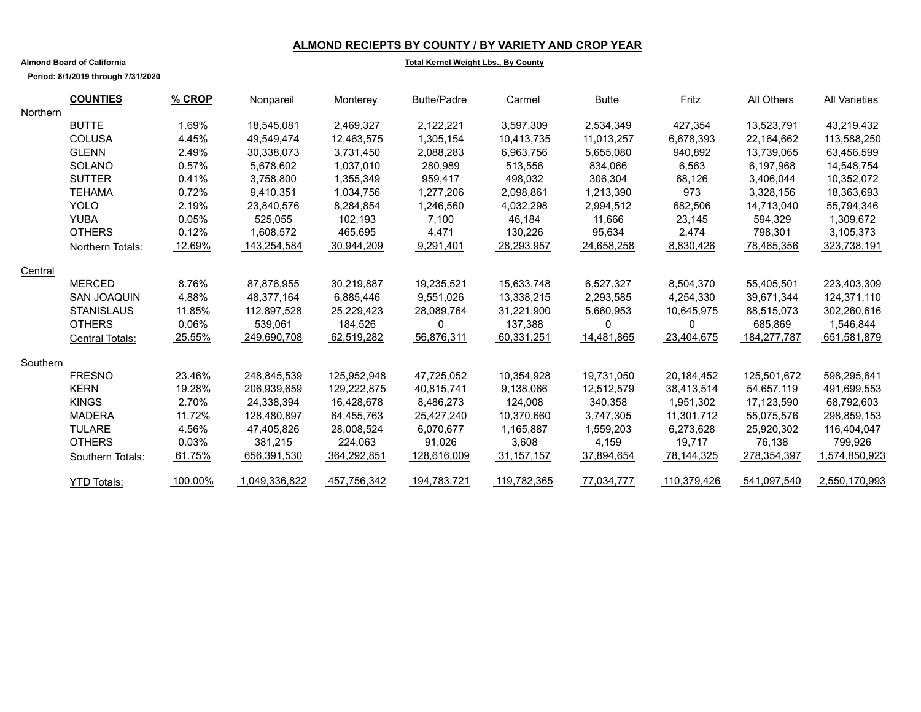## ALMOND RECIEPTS BY COUNTY / BY VARIETY AND CROP YEAR

**Almond Board of California**

**Total Kernel Weight Lbs., By County**

**Period: 8/1/2019 through 7/31/2020**

| | COUNTIES | % CROP | Nonpareil | Monterey | Butte/Padre | Carmel | Butte | Fritz | All Others | All Varieties |
|---|---|---|---|---|---|---|---|---|---|---|
| Northern | | | | | | | | | | |
| | BUTTE | 1.69% | 18,545,081 | 2,469,327 | 2,122,221 | 3,597,309 | 2,534,349 | 427,354 | 13,523,791 | 43,219,432 |
| | COLUSA | 4.45% | 49,549,474 | 12,463,575 | 1,305,154 | 10,413,735 | 11,013,257 | 6,678,393 | 22,164,662 | 113,588,250 |
| | GLENN | 2.49% | 30,338,073 | 3,731,450 | 2,088,283 | 6,963,756 | 5,655,080 | 940,892 | 13,739,065 | 63,456,599 |
| | SOLANO | 0.57% | 5,678,602 | 1,037,010 | 280,989 | 513,556 | 834,066 | 6,563 | 6,197,968 | 14,548,754 |
| | SUTTER | 0.41% | 3,758,800 | 1,355,349 | 959,417 | 498,032 | 306,304 | 68,126 | 3,406,044 | 10,352,072 |
| | TEHAMA | 0.72% | 9,410,351 | 1,034,756 | 1,277,206 | 2,098,861 | 1,213,390 | 973 | 3,328,156 | 18,363,693 |
| | YOLO | 2.19% | 23,840,576 | 8,284,854 | 1,246,560 | 4,032,298 | 2,994,512 | 682,506 | 14,713,040 | 55,794,346 |
| | YUBA | 0.05% | 525,055 | 102,193 | 7,100 | 46,184 | 11,666 | 23,145 | 594,329 | 1,309,672 |
| | OTHERS | 0.12% | 1,608,572 | 465,695 | 4,471 | 130,226 | 95,634 | 2,474 | 798,301 | 3,105,373 |
| | Northern Totals: | 12.69% | 143,254,584 | 30,944,209 | 9,291,401 | 28,293,957 | 24,658,258 | 8,830,426 | 78,465,356 | 323,738,191 |
| Central | | | | | | | | | | |
| | MERCED | 8.76% | 87,876,955 | 30,219,887 | 19,235,521 | 15,633,748 | 6,527,327 | 8,504,370 | 55,405,501 | 223,403,309 |
| | SAN JOAQUIN | 4.88% | 48,377,164 | 6,885,446 | 9,551,026 | 13,338,215 | 2,293,585 | 4,254,330 | 39,671,344 | 124,371,110 |
| | STANISLAUS | 11.85% | 112,897,528 | 25,229,423 | 28,089,764 | 31,221,900 | 5,660,953 | 10,645,975 | 88,515,073 | 302,260,616 |
| | OTHERS | 0.06% | 539,061 | 184,526 | 0 | 137,388 | 0 | 0 | 685,869 | 1,546,844 |
| | Central Totals: | 25.55% | 249,690,708 | 62,519,282 | 56,876,311 | 60,331,251 | 14,481,865 | 23,404,675 | 184,277,787 | 651,581,879 |
| Southern | | | | | | | | | | |
| | FRESNO | 23.46% | 248,845,539 | 125,952,948 | 47,725,052 | 10,354,928 | 19,731,050 | 20,184,452 | 125,501,672 | 598,295,641 |
| | KERN | 19.28% | 206,939,659 | 129,222,875 | 40,815,741 | 9,138,066 | 12,512,579 | 38,413,514 | 54,657,119 | 491,699,553 |
| | KINGS | 2.70% | 24,338,394 | 16,428,678 | 8,486,273 | 124,008 | 340,358 | 1,951,302 | 17,123,590 | 68,792,603 |
| | MADERA | 11.72% | 128,480,897 | 64,455,763 | 25,427,240 | 10,370,660 | 3,747,305 | 11,301,712 | 55,075,576 | 298,859,153 |
| | TULARE | 4.56% | 47,405,826 | 28,008,524 | 6,070,677 | 1,165,887 | 1,559,203 | 6,273,628 | 25,920,302 | 116,404,047 |
| | OTHERS | 0.03% | 381,215 | 224,063 | 91,026 | 3,608 | 4,159 | 19,717 | 76,138 | 799,926 |
| | Southern Totals: | 61.75% | 656,391,530 | 364,292,851 | 128,616,009 | 31,157,157 | 37,894,654 | 78,144,325 | 278,354,397 | 1,574,850,923 |
| | YTD Totals: | 100.00% | 1,049,336,822 | 457,756,342 | 194,783,721 | 119,782,365 | 77,034,777 | 110,379,426 | 541,097,540 | 2,550,170,993 |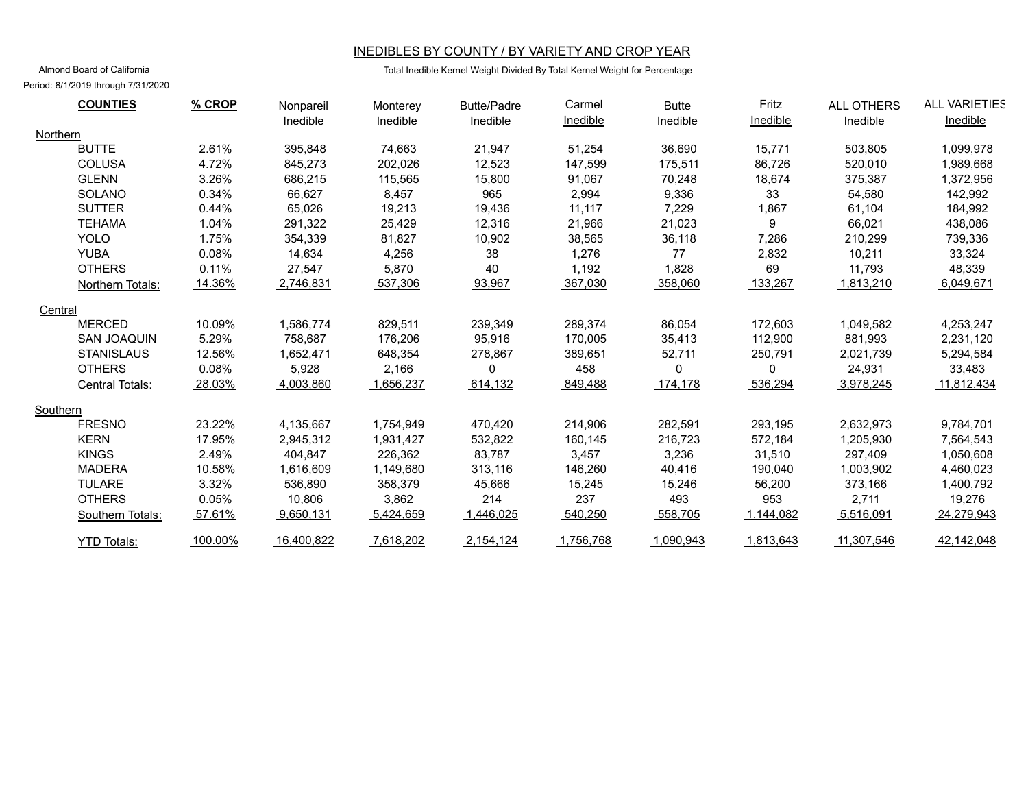# INEDIBLES BY COUNTY / BY VARIETY AND CROP YEAR

Almond Board of California

Period: 8/1/2019 through 7/31/2020

Total Inedible Kernel Weight Divided By Total Kernel Weight for Percentage

| COUNTIES | % CROP | Nonpareil Inedible | Monterey Inedible | Butte/Padre Inedible | Carmel Inedible | Butte Inedible | Fritz Inedible | ALL OTHERS Inedible | ALL VARIETIES Inedible |
|---|---|---|---|---|---|---|---|---|---|
| **Northern** | | | | | | | | | |
| BUTTE | 2.61% | 395,848 | 74,663 | 21,947 | 51,254 | 36,690 | 15,771 | 503,805 | 1,099,978 |
| COLUSA | 4.72% | 845,273 | 202,026 | 12,523 | 147,599 | 175,511 | 86,726 | 520,010 | 1,989,668 |
| GLENN | 3.26% | 686,215 | 115,565 | 15,800 | 91,067 | 70,248 | 18,674 | 375,387 | 1,372,956 |
| SOLANO | 0.34% | 66,627 | 8,457 | 965 | 2,994 | 9,336 | 33 | 54,580 | 142,992 |
| SUTTER | 0.44% | 65,026 | 19,213 | 19,436 | 11,117 | 7,229 | 1,867 | 61,104 | 184,992 |
| TEHAMA | 1.04% | 291,322 | 25,429 | 12,316 | 21,966 | 21,023 | 9 | 66,021 | 438,086 |
| YOLO | 1.75% | 354,339 | 81,827 | 10,902 | 38,565 | 36,118 | 7,286 | 210,299 | 739,336 |
| YUBA | 0.08% | 14,634 | 4,256 | 38 | 1,276 | 77 | 2,832 | 10,211 | 33,324 |
| OTHERS | 0.11% | 27,547 | 5,870 | 40 | 1,192 | 1,828 | 69 | 11,793 | 48,339 |
| Northern Totals: | 14.36% | 2,746,831 | 537,306 | 93,967 | 367,030 | 358,060 | 133,267 | 1,813,210 | 6,049,671 |
| **Central** | | | | | | | | | |
| MERCED | 10.09% | 1,586,774 | 829,511 | 239,349 | 289,374 | 86,054 | 172,603 | 1,049,582 | 4,253,247 |
| SAN JOAQUIN | 5.29% | 758,687 | 176,206 | 95,916 | 170,005 | 35,413 | 112,900 | 881,993 | 2,231,120 |
| STANISLAUS | 12.56% | 1,652,471 | 648,354 | 278,867 | 389,651 | 52,711 | 250,791 | 2,021,739 | 5,294,584 |
| OTHERS | 0.08% | 5,928 | 2,166 | 0 | 458 | 0 | 0 | 24,931 | 33,483 |
| Central Totals: | 28.03% | 4,003,860 | 1,656,237 | 614,132 | 849,488 | 174,178 | 536,294 | 3,978,245 | 11,812,434 |
| **Southern** | | | | | | | | | |
| FRESNO | 23.22% | 4,135,667 | 1,754,949 | 470,420 | 214,906 | 282,591 | 293,195 | 2,632,973 | 9,784,701 |
| KERN | 17.95% | 2,945,312 | 1,931,427 | 532,822 | 160,145 | 216,723 | 572,184 | 1,205,930 | 7,564,543 |
| KINGS | 2.49% | 404,847 | 226,362 | 83,787 | 3,457 | 3,236 | 31,510 | 297,409 | 1,050,608 |
| MADERA | 10.58% | 1,616,609 | 1,149,680 | 313,116 | 146,260 | 40,416 | 190,040 | 1,003,902 | 4,460,023 |
| TULARE | 3.32% | 536,890 | 358,379 | 45,666 | 15,245 | 15,246 | 56,200 | 373,166 | 1,400,792 |
| OTHERS | 0.05% | 10,806 | 3,862 | 214 | 237 | 493 | 953 | 2,711 | 19,276 |
| Southern Totals: | 57.61% | 9,650,131 | 5,424,659 | 1,446,025 | 540,250 | 558,705 | 1,144,082 | 5,516,091 | 24,279,943 |
| YTD Totals: | 100.00% | 16,400,822 | 7,618,202 | 2,154,124 | 1,756,768 | 1,090,943 | 1,813,643 | 11,307,546 | 42,142,048 |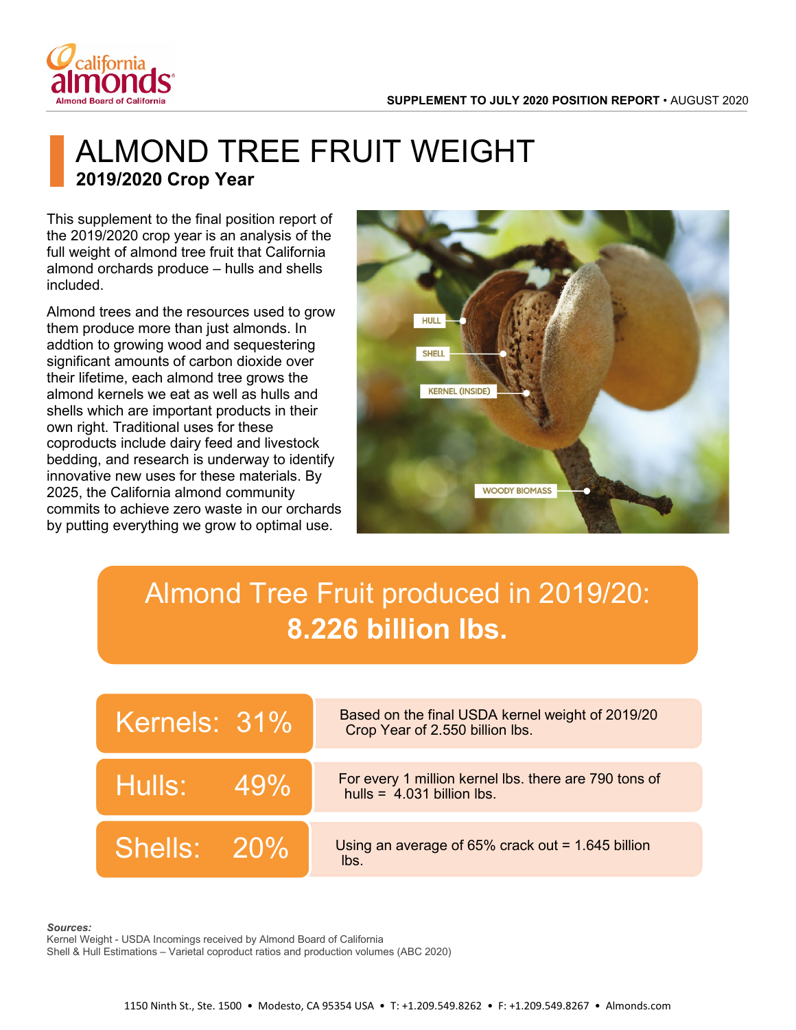SUPPLEMENT TO JULY 2020 POSITION REPORT • AUGUST 2020

# ALMOND TREE FRUIT WEIGHT

**2019/2020 Crop Year**

This supplement to the final position report of the 2019/2020 crop year is an analysis of the full weight of almond tree fruit that California almond orchards produce – hulls and shells included.

Almond trees and the resources used to grow them produce more than just almonds. In addtion to growing wood and sequestering significant amounts of carbon dioxide over their lifetime, each almond tree grows the almond kernels we eat as well as hulls and shells which are important products in their own right. Traditional uses for these coproducts include dairy feed and livestock bedding, and research is underway to identify innovative new uses for these materials. By 2025, the California almond community commits to achieve zero waste in our orchards by putting everything we grow to optimal use.

HULL

SHELL

KERNEL (INSIDE)

WOODY BIOMASS

## Almond Tree Fruit produced in 2019/20: **8.226 billion lbs.**

| | |
|---|---|
| Kernels: 31% | Based on the final USDA kernel weight of 2019/20 Crop Year of 2.550 billion lbs. |
| Hulls: 49% | For every 1 million kernel lbs. there are 790 tons of hulls = 4.031 billion lbs. |
| Shells: 20% | Using an average of 65% crack out = 1.645 billion lbs. |

***Sources:***
Kernel Weight - USDA Incomings received by Almond Board of California
Shell & Hull Estimations – Varietal coproduct ratios and production volumes (ABC 2020)

1150 Ninth St., Ste. 1500 • Modesto, CA 95354 USA • T: +1.209.549.8262 • F: +1.209.549.8267 • Almonds.com